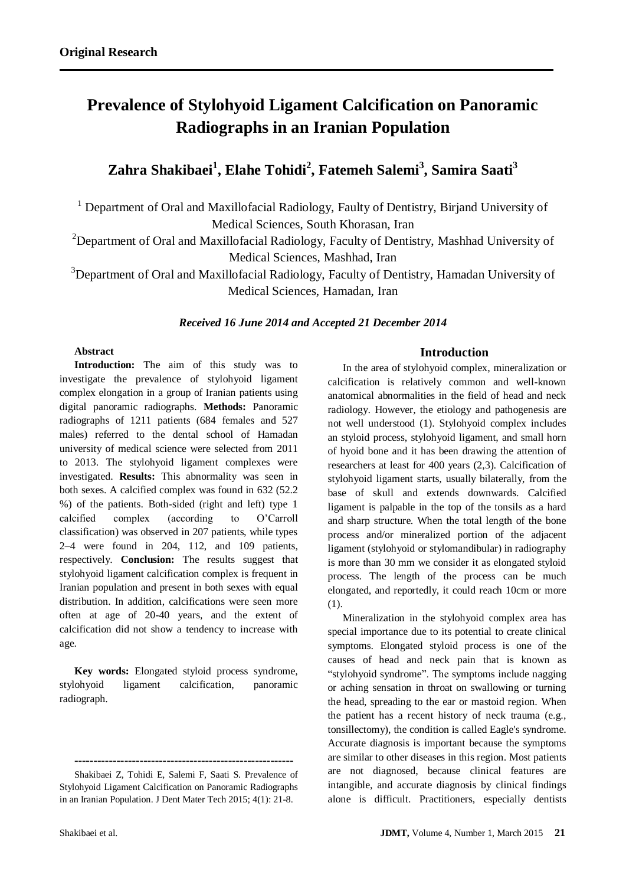**Original Research**

# Prevalence of Stylohyoid Ligament Calcification on Panoramic Radiographs in an Iranian Population

## Zahra Shakibaei[1], Elahe Tohidi[2], Fatemeh Salemi[3], Samira Saati[3]

[1] Department of Oral and Maxillofacial Radiology, Faulty of Dentistry, Birjand University of Medical Sciences, South Khorasan, Iran

[2] Department of Oral and Maxillofacial Radiology, Faculty of Dentistry, Mashhad University of Medical Sciences, Mashhad, Iran

[3] Department of Oral and Maxillofacial Radiology, Faculty of Dentistry, Hamadan University of Medical Sciences, Hamadan, Iran

***Received 16 June 2014 and Accepted 21 December 2014***

### Abstract

**Introduction:** The aim of this study was to investigate the prevalence of stylohyoid ligament complex elongation in a group of Iranian patients using digital panoramic radiographs. **Methods:** Panoramic radiographs of 1211 patients (684 females and 527 males) referred to the dental school of Hamadan university of medical science were selected from 2011 to 2013. The stylohyoid ligament complexes were investigated. **Results:** This abnormality was seen in both sexes. A calcified complex was found in 632 (52.2 %) of the patients. Both-sided (right and left) type 1 calcified complex (according to O'Carroll classification) was observed in 207 patients, while types 2–4 were found in 204, 112, and 109 patients, respectively. **Conclusion:** The results suggest that stylohyoid ligament calcification complex is frequent in Iranian population and present in both sexes with equal distribution. In addition, calcifications were seen more often at age of 20-40 years, and the extent of calcification did not show a tendency to increase with age.

**Key words:** Elongated styloid process syndrome, stylohyoid ligament calcification, panoramic radiograph.

---

Shakibaei Z, Tohidi E, Salemi F, Saati S. Prevalence of Stylohyoid Ligament Calcification on Panoramic Radiographs in an Iranian Population. J Dent Mater Tech 2015; 4(1): 21-8.

### Introduction

In the area of stylohyoid complex, mineralization or calcification is relatively common and well-known anatomical abnormalities in the field of head and neck radiology. However, the etiology and pathogenesis are not well understood (1). Stylohyoid complex includes an styloid process, stylohyoid ligament, and small horn of hyoid bone and it has been drawing the attention of researchers at least for 400 years (2,3). Calcification of stylohyoid ligament starts, usually bilaterally, from the base of skull and extends downwards. Calcified ligament is palpable in the top of the tonsils as a hard and sharp structure. When the total length of the bone process and/or mineralized portion of the adjacent ligament (stylohyoid or stylomandibular) in radiography is more than 30 mm we consider it as elongated styloid process. The length of the process can be much elongated, and reportedly, it could reach 10cm or more (1).

Mineralization in the stylohyoid complex area has special importance due to its potential to create clinical symptoms. Elongated styloid process is one of the causes of head and neck pain that is known as "stylohyoid syndrome". The symptoms include nagging or aching sensation in throat on swallowing or turning the head, spreading to the ear or mastoid region. When the patient has a recent history of neck trauma (e.g., tonsillectomy), the condition is called Eagle's syndrome. Accurate diagnosis is important because the symptoms are similar to other diseases in this region. Most patients are not diagnosed, because clinical features are intangible, and accurate diagnosis by clinical findings alone is difficult. Practitioners, especially dentists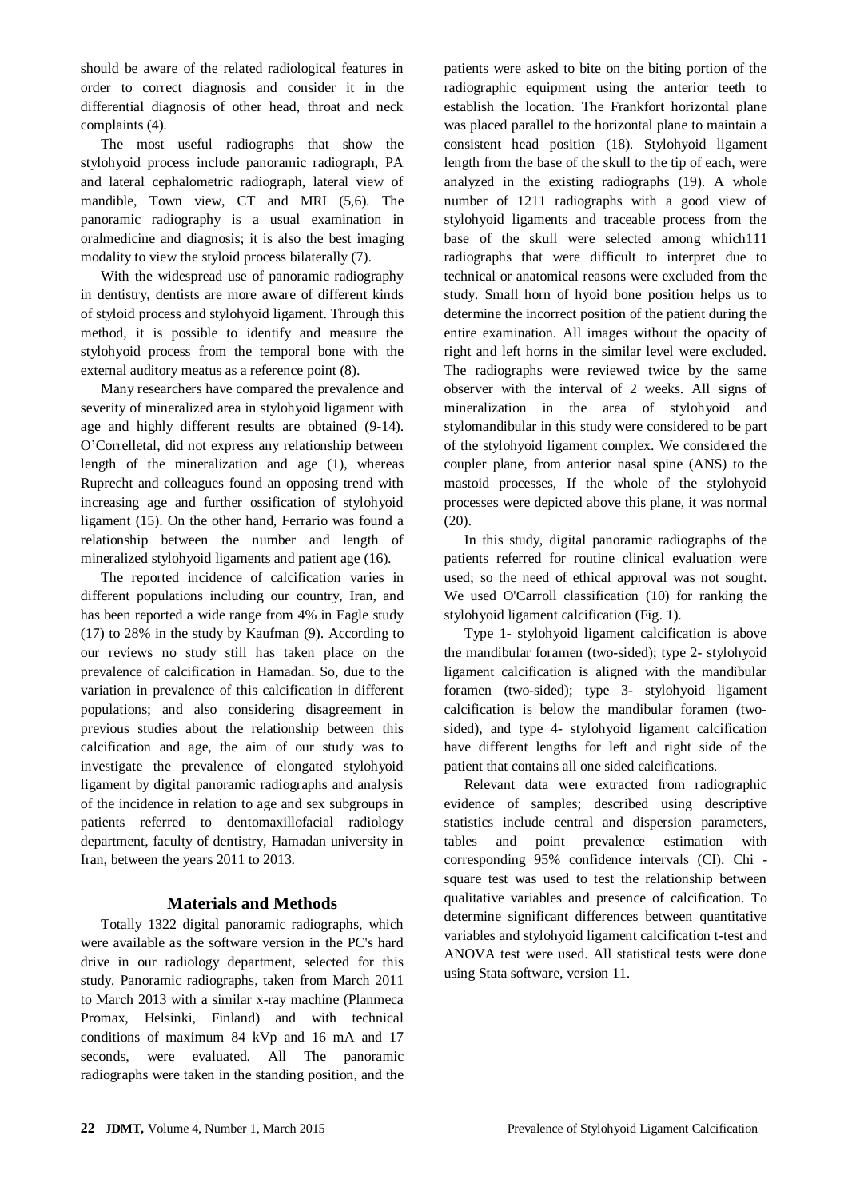should be aware of the related radiological features in order to correct diagnosis and consider it in the differential diagnosis of other head, throat and neck complaints (4).

The most useful radiographs that show the stylohyoid process include panoramic radiograph, PA and lateral cephalometric radiograph, lateral view of mandible, Town view, CT and MRI (5,6). The panoramic radiography is a usual examination in oralmedicine and diagnosis; it is also the best imaging modality to view the styloid process bilaterally (7).

With the widespread use of panoramic radiography in dentistry, dentists are more aware of different kinds of styloid process and stylohyoid ligament. Through this method, it is possible to identify and measure the stylohyoid process from the temporal bone with the external auditory meatus as a reference point (8).

Many researchers have compared the prevalence and severity of mineralized area in stylohyoid ligament with age and highly different results are obtained (9-14). O'Correlletal, did not express any relationship between length of the mineralization and age (1), whereas Ruprecht and colleagues found an opposing trend with increasing age and further ossification of stylohyoid ligament (15). On the other hand, Ferrario was found a relationship between the number and length of mineralized stylohyoid ligaments and patient age (16).

The reported incidence of calcification varies in different populations including our country, Iran, and has been reported a wide range from 4% in Eagle study (17) to 28% in the study by Kaufman (9). According to our reviews no study still has taken place on the prevalence of calcification in Hamadan. So, due to the variation in prevalence of this calcification in different populations; and also considering disagreement in previous studies about the relationship between this calcification and age, the aim of our study was to investigate the prevalence of elongated stylohyoid ligament by digital panoramic radiographs and analysis of the incidence in relation to age and sex subgroups in patients referred to dentomaxillofacial radiology department, faculty of dentistry, Hamadan university in Iran, between the years 2011 to 2013.

## Materials and Methods

Totally 1322 digital panoramic radiographs, which were available as the software version in the PC's hard drive in our radiology department, selected for this study. Panoramic radiographs, taken from March 2011 to March 2013 with a similar x-ray machine (Planmeca Promax, Helsinki, Finland) and with technical conditions of maximum 84 kVp and 16 mA and 17 seconds, were evaluated. All The panoramic radiographs were taken in the standing position, and the patients were asked to bite on the biting portion of the radiographic equipment using the anterior teeth to establish the location. The Frankfort horizontal plane was placed parallel to the horizontal plane to maintain a consistent head position (18). Stylohyoid ligament length from the base of the skull to the tip of each, were analyzed in the existing radiographs (19). A whole number of 1211 radiographs with a good view of stylohyoid ligaments and traceable process from the base of the skull were selected among which111 radiographs that were difficult to interpret due to technical or anatomical reasons were excluded from the study. Small horn of hyoid bone position helps us to determine the incorrect position of the patient during the entire examination. All images without the opacity of right and left horns in the similar level were excluded. The radiographs were reviewed twice by the same observer with the interval of 2 weeks. All signs of mineralization in the area of stylohyoid and stylomandibular in this study were considered to be part of the stylohyoid ligament complex. We considered the coupler plane, from anterior nasal spine (ANS) to the mastoid processes, If the whole of the stylohyoid processes were depicted above this plane, it was normal (20).

In this study, digital panoramic radiographs of the patients referred for routine clinical evaluation were used; so the need of ethical approval was not sought. We used O'Carroll classification (10) for ranking the stylohyoid ligament calcification (Fig. 1).

Type 1- stylohyoid ligament calcification is above the mandibular foramen (two-sided); type 2- stylohyoid ligament calcification is aligned with the mandibular foramen (two-sided); type 3- stylohyoid ligament calcification is below the mandibular foramen (two-sided), and type 4- stylohyoid ligament calcification have different lengths for left and right side of the patient that contains all one sided calcifications.

Relevant data were extracted from radiographic evidence of samples; described using descriptive statistics include central and dispersion parameters, tables and point prevalence estimation with corresponding 95% confidence intervals (CI). Chi - square test was used to test the relationship between qualitative variables and presence of calcification. To determine significant differences between quantitative variables and stylohyoid ligament calcification t-test and ANOVA test were used. All statistical tests were done using Stata software, version 11.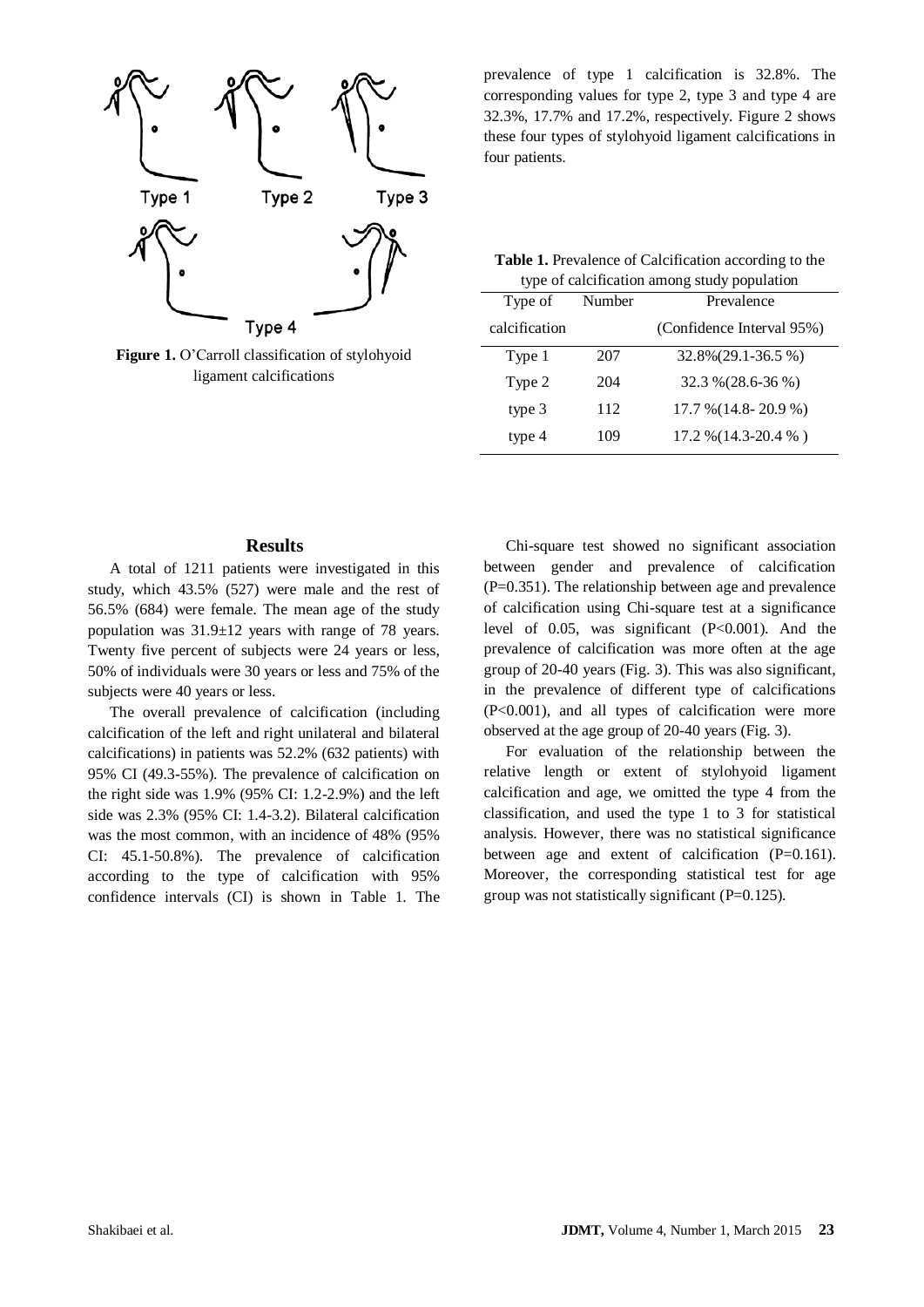Type 1

Type 2

Type 3

Type 4

**Figure 1.** O'Carroll classification of stylohyoid ligament calcifications

prevalence of type 1 calcification is 32.8%. The corresponding values for type 2, type 3 and type 4 are 32.3%, 17.7% and 17.2%, respectively. Figure 2 shows these four types of stylohyoid ligament calcifications in four patients.

**Table 1.** Prevalence of Calcification according to the type of calcification among study population

| Type of calcification | Number | Prevalence (Confidence Interval 95%) |
|---|---|---|
| Type 1 | 207 | 32.8%(29.1-36.5 %) |
| Type 2 | 204 | 32.3 %(28.6-36 %) |
| type 3 | 112 | 17.7 %(14.8- 20.9 %) |
| type 4 | 109 | 17.2 %(14.3-20.4 % ) |

## Results

A total of 1211 patients were investigated in this study, which 43.5% (527) were male and the rest of 56.5% (684) were female. The mean age of the study population was 31.9±12 years with range of 78 years. Twenty five percent of subjects were 24 years or less, 50% of individuals were 30 years or less and 75% of the subjects were 40 years or less.

The overall prevalence of calcification (including calcification of the left and right unilateral and bilateral calcifications) in patients was 52.2% (632 patients) with 95% CI (49.3-55%). The prevalence of calcification on the right side was 1.9% (95% CI: 1.2-2.9%) and the left side was 2.3% (95% CI: 1.4-3.2). Bilateral calcification was the most common, with an incidence of 48% (95% CI: 45.1-50.8%). The prevalence of calcification according to the type of calcification with 95% confidence intervals (CI) is shown in Table 1. The

Chi-square test showed no significant association between gender and prevalence of calcification ($P=0.351$). The relationship between age and prevalence of calcification using Chi-square test at a significance level of 0.05, was significant ($P<0.001$). And the prevalence of calcification was more often at the age group of 20-40 years (Fig. 3). This was also significant, in the prevalence of different type of calcifications ($P<0.001$), and all types of calcification were more observed at the age group of 20-40 years (Fig. 3).

For evaluation of the relationship between the relative length or extent of stylohyoid ligament calcification and age, we omitted the type 4 from the classification, and used the type 1 to 3 for statistical analysis. However, there was no statistical significance between age and extent of calcification ($P=0.161$). Moreover, the corresponding statistical test for age group was not statistically significant ($P=0.125$).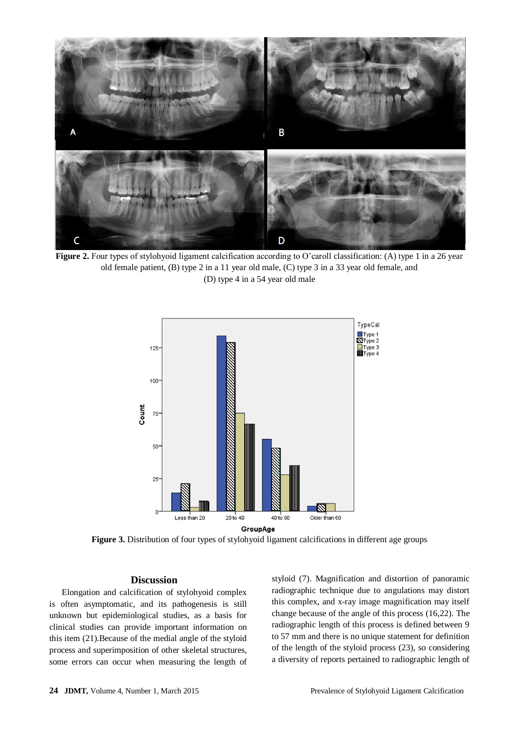A

B

C

D

**Figure 2.** Four types of stylohyoid ligament calcification according to O'caroll classification: (A) type 1 in a 26 year old female patient, (B) type 2 in a 11 year old male, (C) type 3 in a 33 year old female, and (D) type 4 in a 54 year old male

TypeCal
Type 1
Type 2
Type 3
Type 4

Count
0
25
50
75
100
125

Less than 20
20 to 40
40 to 60
Older than 60

GroupAge

**Figure 3.** Distribution of four types of stylohyoid ligament calcifications in different age groups

## Discussion

Elongation and calcification of stylohyoid complex is often asymptomatic, and its pathogenesis is still unknown but epidemiological studies, as a basis for clinical studies can provide important information on this item (21).Because of the medial angle of the styloid process and superimposition of other skeletal structures, some errors can occur when measuring the length of styloid (7). Magnification and distortion of panoramic radiographic technique due to angulations may distort this complex, and x-ray image magnification may itself change because of the angle of this process (16,22). The radiographic length of this process is defined between 9 to 57 mm and there is no unique statement for definition of the length of the styloid process (23), so considering a diversity of reports pertained to radiographic length of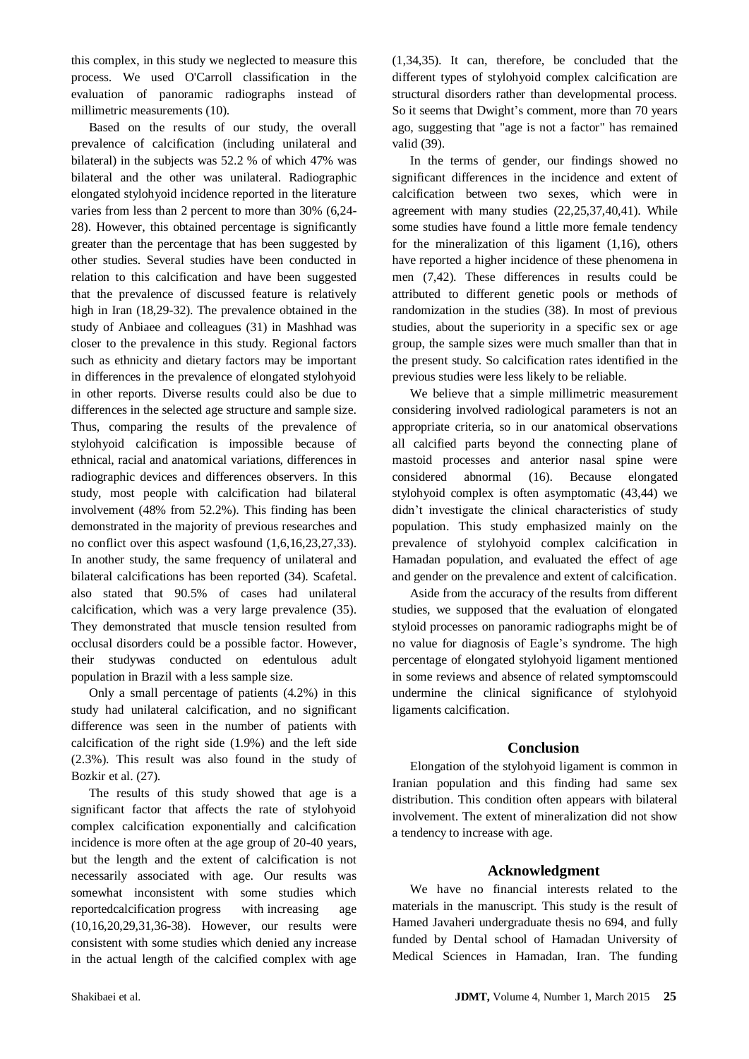this complex, in this study we neglected to measure this process. We used O'Carroll classification in the evaluation of panoramic radiographs instead of millimetric measurements (10).

Based on the results of our study, the overall prevalence of calcification (including unilateral and bilateral) in the subjects was 52.2 % of which 47% was bilateral and the other was unilateral. Radiographic elongated stylohyoid incidence reported in the literature varies from less than 2 percent to more than 30% (6,24-28). However, this obtained percentage is significantly greater than the percentage that has been suggested by other studies. Several studies have been conducted in relation to this calcification and have been suggested that the prevalence of discussed feature is relatively high in Iran (18,29-32). The prevalence obtained in the study of Anbiaee and colleagues (31) in Mashhad was closer to the prevalence in this study. Regional factors such as ethnicity and dietary factors may be important in differences in the prevalence of elongated stylohyoid in other reports. Diverse results could also be due to differences in the selected age structure and sample size. Thus, comparing the results of the prevalence of stylohyoid calcification is impossible because of ethnical, racial and anatomical variations, differences in radiographic devices and differences observers. In this study, most people with calcification had bilateral involvement (48% from 52.2%). This finding has been demonstrated in the majority of previous researches and no conflict over this aspect wasfound (1,6,16,23,27,33). In another study, the same frequency of unilateral and bilateral calcifications has been reported (34). Scafetal. also stated that 90.5% of cases had unilateral calcification, which was a very large prevalence (35). They demonstrated that muscle tension resulted from occlusal disorders could be a possible factor. However, their studywas conducted on edentulous adult population in Brazil with a less sample size.

Only a small percentage of patients (4.2%) in this study had unilateral calcification, and no significant difference was seen in the number of patients with calcification of the right side (1.9%) and the left side (2.3%). This result was also found in the study of Bozkir et al. (27).

The results of this study showed that age is a significant factor that affects the rate of stylohyoid complex calcification exponentially and calcification incidence is more often at the age group of 20-40 years, but the length and the extent of calcification is not necessarily associated with age. Our results was somewhat inconsistent with some studies which reportedcalcification progress with increasing age (10,16,20,29,31,36-38). However, our results were consistent with some studies which denied any increase in the actual length of the calcified complex with age (1,34,35). It can, therefore, be concluded that the different types of stylohyoid complex calcification are structural disorders rather than developmental process. So it seems that Dwight's comment, more than 70 years ago, suggesting that "age is not a factor" has remained valid (39).

In the terms of gender, our findings showed no significant differences in the incidence and extent of calcification between two sexes, which were in agreement with many studies (22,25,37,40,41). While some studies have found a little more female tendency for the mineralization of this ligament (1,16), others have reported a higher incidence of these phenomena in men (7,42). These differences in results could be attributed to different genetic pools or methods of randomization in the studies (38). In most of previous studies, about the superiority in a specific sex or age group, the sample sizes were much smaller than that in the present study. So calcification rates identified in the previous studies were less likely to be reliable.

We believe that a simple millimetric measurement considering involved radiological parameters is not an appropriate criteria, so in our anatomical observations all calcified parts beyond the connecting plane of mastoid processes and anterior nasal spine were considered abnormal (16). Because elongated stylohyoid complex is often asymptomatic (43,44) we didn't investigate the clinical characteristics of study population. This study emphasized mainly on the prevalence of stylohyoid complex calcification in Hamadan population, and evaluated the effect of age and gender on the prevalence and extent of calcification.

Aside from the accuracy of the results from different studies, we supposed that the evaluation of elongated styloid processes on panoramic radiographs might be of no value for diagnosis of Eagle's syndrome. The high percentage of elongated stylohyoid ligament mentioned in some reviews and absence of related symptomscould undermine the clinical significance of stylohyoid ligaments calcification.

## Conclusion

Elongation of the stylohyoid ligament is common in Iranian population and this finding had same sex distribution. This condition often appears with bilateral involvement. The extent of mineralization did not show a tendency to increase with age.

## Acknowledgment

We have no financial interests related to the materials in the manuscript. This study is the result of Hamed Javaheri undergraduate thesis no 694, and fully funded by Dental school of Hamadan University of Medical Sciences in Hamadan, Iran. The funding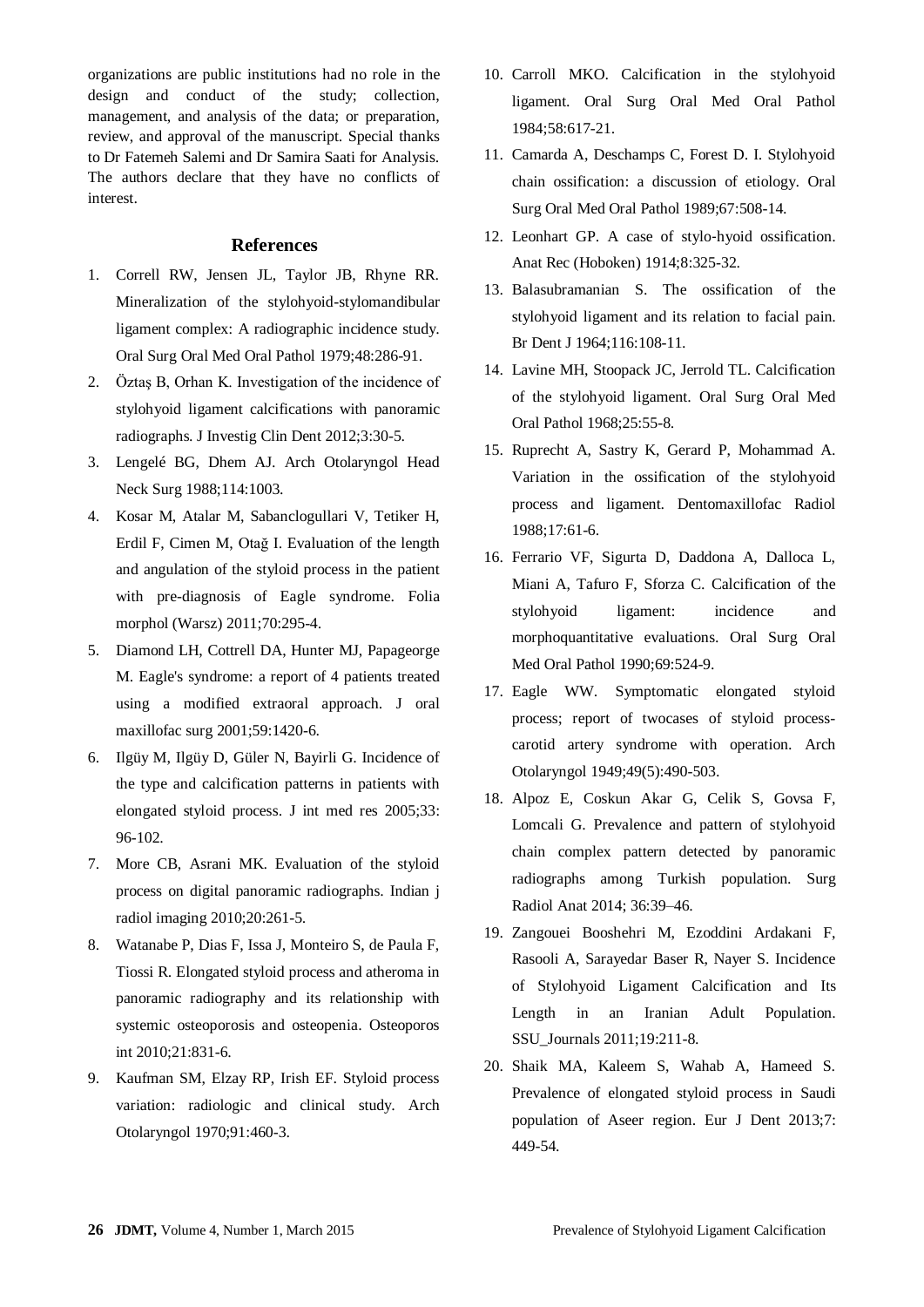organizations are public institutions had no role in the design and conduct of the study; collection, management, and analysis of the data; or preparation, review, and approval of the manuscript. Special thanks to Dr Fatemeh Salemi and Dr Samira Saati for Analysis. The authors declare that they have no conflicts of interest.

## References

1. Correll RW, Jensen JL, Taylor JB, Rhyne RR. Mineralization of the stylohyoid-stylomandibular ligament complex: A radiographic incidence study. Oral Surg Oral Med Oral Pathol 1979;48:286-91.
2. Öztaş B, Orhan K. Investigation of the incidence of stylohyoid ligament calcifications with panoramic radiographs. J Investig Clin Dent 2012;3:30-5.
3. Lengelé BG, Dhem AJ. Arch Otolaryngol Head Neck Surg 1988;114:1003.
4. Kosar M, Atalar M, Sabanclogullari V, Tetiker H, Erdil F, Cimen M, Otağ I. Evaluation of the length and angulation of the styloid process in the patient with pre-diagnosis of Eagle syndrome. Folia morphol (Warsz) 2011;70:295-4.
5. Diamond LH, Cottrell DA, Hunter MJ, Papageorge M. Eagle's syndrome: a report of 4 patients treated using a modified extraoral approach. J oral maxillofac surg 2001;59:1420-6.
6. Ilgüy M, Ilgüy D, Güler N, Bayirli G. Incidence of the type and calcification patterns in patients with elongated styloid process. J int med res 2005;33: 96-102.
7. More CB, Asrani MK. Evaluation of the styloid process on digital panoramic radiographs. Indian j radiol imaging 2010;20:261-5.
8. Watanabe P, Dias F, Issa J, Monteiro S, de Paula F, Tiossi R. Elongated styloid process and atheroma in panoramic radiography and its relationship with systemic osteoporosis and osteopenia. Osteoporos int 2010;21:831-6.
9. Kaufman SM, Elzay RP, Irish EF. Styloid process variation: radiologic and clinical study. Arch Otolaryngol 1970;91:460-3.
10. Carroll MKO. Calcification in the stylohyoid ligament. Oral Surg Oral Med Oral Pathol 1984;58:617-21.
11. Camarda A, Deschamps C, Forest D. I. Stylohyoid chain ossification: a discussion of etiology. Oral Surg Oral Med Oral Pathol 1989;67:508-14.
12. Leonhart GP. A case of stylo-hyoid ossification. Anat Rec (Hoboken) 1914;8:325-32.
13. Balasubramanian S. The ossification of the stylohyoid ligament and its relation to facial pain. Br Dent J 1964;116:108-11.
14. Lavine MH, Stoopack JC, Jerrold TL. Calcification of the stylohyoid ligament. Oral Surg Oral Med Oral Pathol 1968;25:55-8.
15. Ruprecht A, Sastry K, Gerard P, Mohammad A. Variation in the ossification of the stylohyoid process and ligament. Dentomaxillofac Radiol 1988;17:61-6.
16. Ferrario VF, Sigurta D, Daddona A, Dalloca L, Miani A, Tafuro F, Sforza C. Calcification of the stylohyoid ligament: incidence and morphoquantitative evaluations. Oral Surg Oral Med Oral Pathol 1990;69:524-9.
17. Eagle WW. Symptomatic elongated styloid process; report of twocases of styloid process-carotid artery syndrome with operation. Arch Otolaryngol 1949;49(5):490-503.
18. Alpoz E, Coskun Akar G, Celik S, Govsa F, Lomcali G. Prevalence and pattern of stylohyoid chain complex pattern detected by panoramic radiographs among Turkish population. Surg Radiol Anat 2014; 36:39–46.
19. Zangouei Booshehri M, Ezoddini Ardakani F, Rasooli A, Sarayedar Baser R, Nayer S. Incidence of Stylohyoid Ligament Calcification and Its Length in an Iranian Adult Population. SSU_Journals 2011;19:211-8.
20. Shaik MA, Kaleem S, Wahab A, Hameed S. Prevalence of elongated styloid process in Saudi population of Aseer region. Eur J Dent 2013;7: 449-54.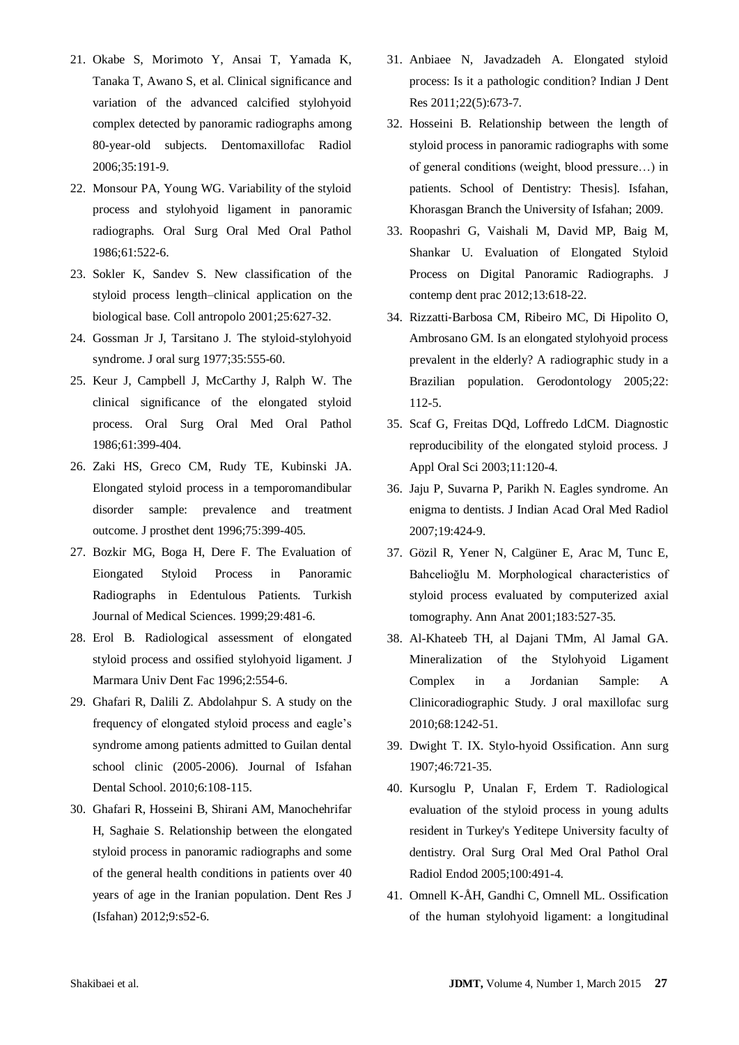21. Okabe S, Morimoto Y, Ansai T, Yamada K, Tanaka T, Awano S, et al. Clinical significance and variation of the advanced calcified stylohyoid complex detected by panoramic radiographs among 80-year-old subjects. Dentomaxillofac Radiol 2006;35:191-9.
22. Monsour PA, Young WG. Variability of the styloid process and stylohyoid ligament in panoramic radiographs. Oral Surg Oral Med Oral Pathol 1986;61:522-6.
23. Sokler K, Sandev S. New classification of the styloid process length–clinical application on the biological base. Coll antropolo 2001;25:627-32.
24. Gossman Jr J, Tarsitano J. The styloid-stylohyoid syndrome. J oral surg 1977;35:555-60.
25. Keur J, Campbell J, McCarthy J, Ralph W. The clinical significance of the elongated styloid process. Oral Surg Oral Med Oral Pathol 1986;61:399-404.
26. Zaki HS, Greco CM, Rudy TE, Kubinski JA. Elongated styloid process in a temporomandibular disorder sample: prevalence and treatment outcome. J prosthet dent 1996;75:399-405.
27. Bozkir MG, Boga H, Dere F. The Evaluation of Eiongated Styloid Process in Panoramic Radiographs in Edentulous Patients. Turkish Journal of Medical Sciences. 1999;29:481-6.
28. Erol B. Radiological assessment of elongated styloid process and ossified stylohyoid ligament. J Marmara Univ Dent Fac 1996;2:554-6.
29. Ghafari R, Dalili Z. Abdolahpur S. A study on the frequency of elongated styloid process and eagle's syndrome among patients admitted to Guilan dental school clinic (2005-2006). Journal of Isfahan Dental School. 2010;6:108-115.
30. Ghafari R, Hosseini B, Shirani AM, Manochehrifar H, Saghaie S. Relationship between the elongated styloid process in panoramic radiographs and some of the general health conditions in patients over 40 years of age in the Iranian population. Dent Res J (Isfahan) 2012;9:s52-6.
31. Anbiaee N, Javadzadeh A. Elongated styloid process: Is it a pathologic condition? Indian J Dent Res 2011;22(5):673-7.
32. Hosseini B. Relationship between the length of styloid process in panoramic radiographs with some of general conditions (weight, blood pressure…) in patients. School of Dentistry: Thesis]. Isfahan, Khorasgan Branch the University of Isfahan; 2009.
33. Roopashri G, Vaishali M, David MP, Baig M, Shankar U. Evaluation of Elongated Styloid Process on Digital Panoramic Radiographs. J contemp dent prac 2012;13:618-22.
34. Rizzatti-Barbosa CM, Ribeiro MC, Di Hipolito O, Ambrosano GM. Is an elongated stylohyoid process prevalent in the elderly? A radiographic study in a Brazilian population. Gerodontology 2005;22: 112-5.
35. Scaf G, Freitas DQd, Loffredo LdCM. Diagnostic reproducibility of the elongated styloid process. J Appl Oral Sci 2003;11:120-4.
36. Jaju P, Suvarna P, Parikh N. Eagles syndrome. An enigma to dentists. J Indian Acad Oral Med Radiol 2007;19:424-9.
37. Gözil R, Yener N, Calgüner E, Arac M, Tunc E, Bahcelioğlu M. Morphological characteristics of styloid process evaluated by computerized axial tomography. Ann Anat 2001;183:527-35.
38. Al-Khateeb TH, al Dajani TMm, Al Jamal GA. Mineralization of the Stylohyoid Ligament Complex in a Jordanian Sample: A Clinicoradiographic Study. J oral maxillofac surg 2010;68:1242-51.
39. Dwight T. IX. Stylo-hyoid Ossification. Ann surg 1907;46:721-35.
40. Kursoglu P, Unalan F, Erdem T. Radiological evaluation of the styloid process in young adults resident in Turkey's Yeditepe University faculty of dentistry. Oral Surg Oral Med Oral Pathol Oral Radiol Endod 2005;100:491-4.
41. Omnell K-ÅH, Gandhi C, Omnell ML. Ossification of the human stylohyoid ligament: a longitudinal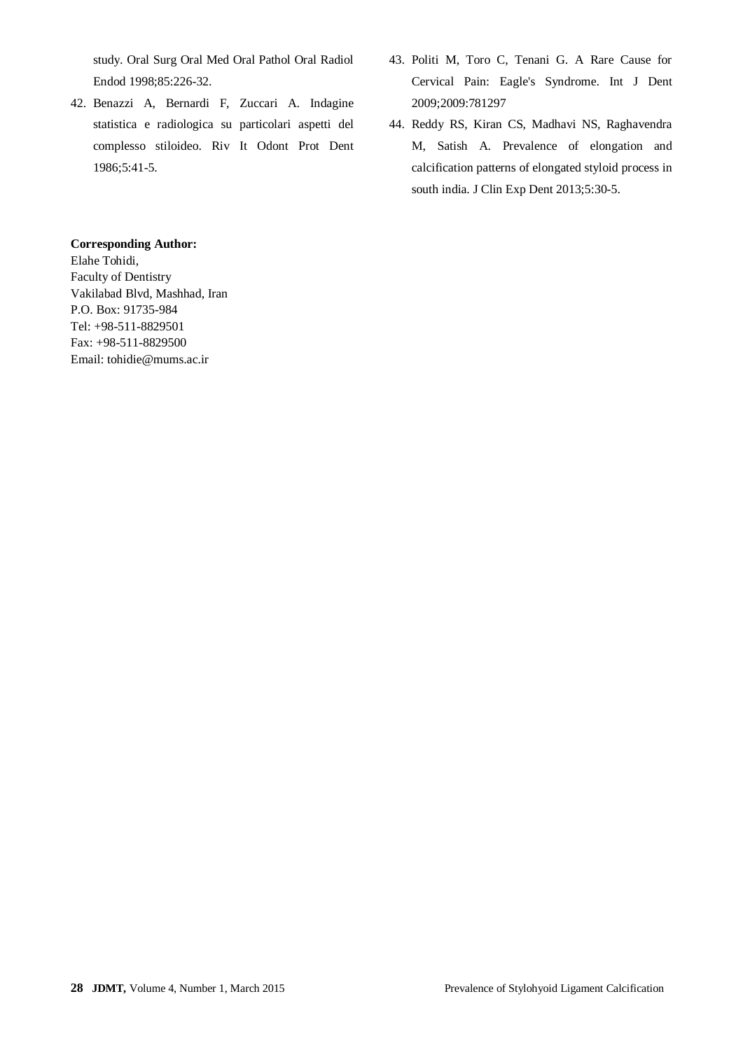study. Oral Surg Oral Med Oral Pathol Oral Radiol Endod 1998;85:226-32.

42. Benazzi A, Bernardi F, Zuccari A. Indagine statistica e radiologica su particolari aspetti del complesso stiloideo. Riv It Odont Prot Dent 1986;5:41-5.
43. Politi M, Toro C, Tenani G. A Rare Cause for Cervical Pain: Eagle's Syndrome. Int J Dent 2009;2009:781297
44. Reddy RS, Kiran CS, Madhavi NS, Raghavendra M, Satish A. Prevalence of elongation and calcification patterns of elongated styloid process in south india. J Clin Exp Dent 2013;5:30-5.

**Corresponding Author:**
Elahe Tohidi,
Faculty of Dentistry
Vakilabad Blvd, Mashhad, Iran
P.O. Box: 91735-984
Tel: +98-511-8829501
Fax: +98-511-8829500
Email: tohidie@mums.ac.ir